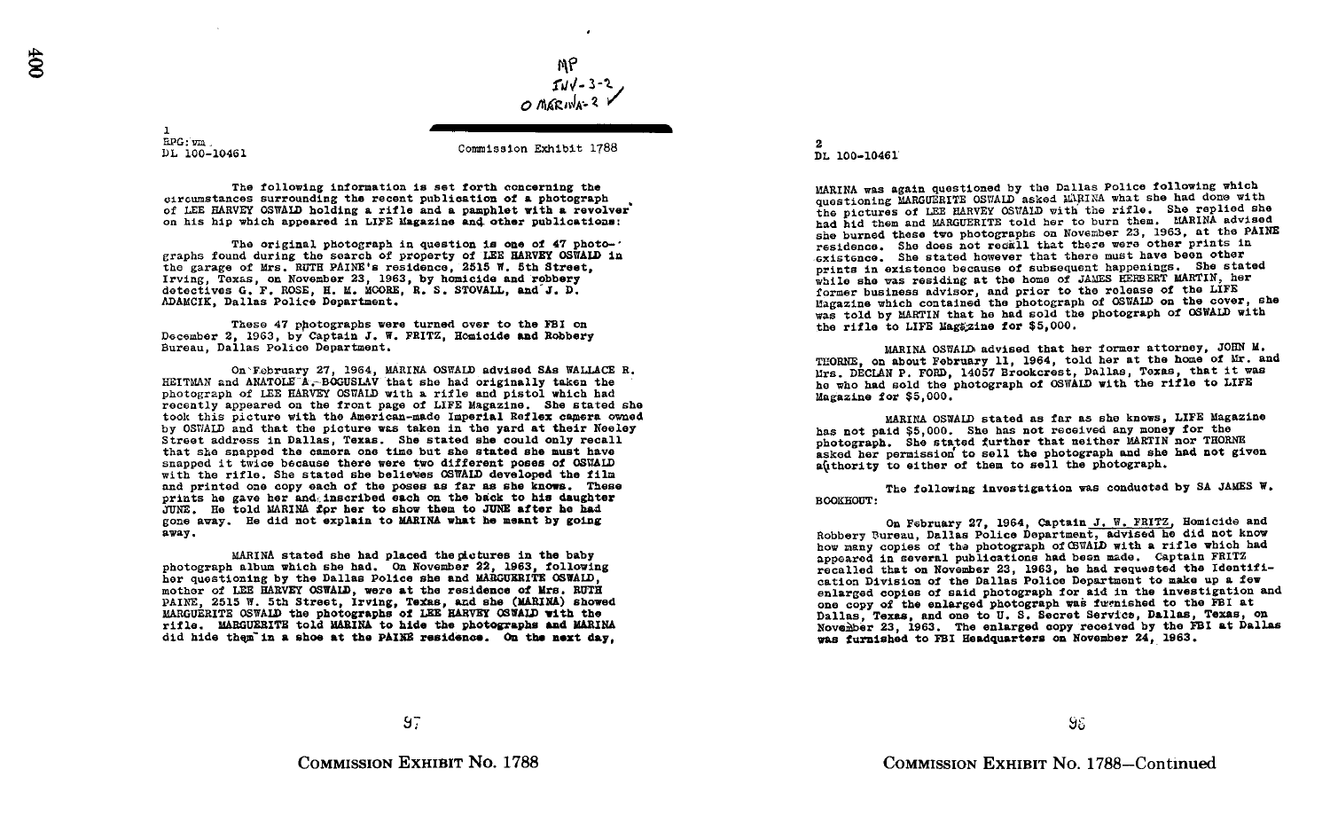MP
INV-3-2
O MARINA-2 ✓

1
BPG:vm
DL 100-10461

Commission Exhibit 1788

The following information is set forth concerning the circumstances surrounding the recent publication of a photograph of LEE HARVEY OSWALD holding a rifle and a pamphlet with a revolver on his hip which appeared in LIFE Magazine and other publications:

The original photograph in question is one of 47 photographs found during the search of property of LEE HARVEY OSWALD in the garage of Mrs. RUTH PAINE's residence, 2515 W. 5th Street, Irving, Texas, on November 23, 1963, by homicide and robbery detectives G. F. ROSE, H. M. MOORE, R. S. STOVALL, and J. D. ADAMCIK, Dallas Police Department.

These 47 photographs were turned over to the FBI on December 2, 1963, by Captain J. W. FRITZ, Homicide and Robbery Bureau, Dallas Police Department.

On February 27, 1964, MARINA OSWALD advised SAs WALLACE R. HEITMAN and ANATOLE A. BOGUSLAV that she had originally taken the photograph of LEE HARVEY OSWALD with a rifle and pistol which had recently appeared on the front page of LIFE Magazine. She stated she took this picture with the American-made Imperial Reflex camera owned by OSWALD and that the picture was taken in the yard at their Neeley Street address in Dallas, Texas. She stated she could only recall that she snapped the camera one time but she stated she must have snapped it twice because there were two different poses of OSWALD with the rifle. She stated she believes OSWALD developed the film and printed one copy each of the poses as far as she knows. These prints he gave her and inscribed each on the back to his daughter JUNE. He told MARINA for her to show them to JUNE after he had gone away. He did not explain to MARINA what he meant by going away.

MARINA stated she had placed the pictures in the baby photograph album which she had. On November 22, 1963, following her questioning by the Dallas Police she and MARGUERITE OSWALD, mother of LEE HARVEY OSWALD, were at the residence of Mrs. RUTH PAINE, 2515 W. 5th Street, Irving, Texas, and she (MARINA) showed MARGUERITE OSWALD the photographs of LEE HARVEY OSWALD with the rifle. MARGUERITE told MARINA to hide the photographs and MARINA did hide them in a shoe at the PAINE residence. On the next day,

COMMISSION EXHIBIT No. 1788

2
DL 100-10461

MARINA was again questioned by the Dallas Police following which questioning MARGUERITE OSWALD asked MARINA what she had done with the pictures of LEE HARVEY OSWALD with the rifle. She replied she had hid them and MARGUERITE told her to burn them. MARINA advised she burned these two photographs on November 23, 1963, at the PAINE residence. She does not recall that there were other prints in existence. She stated however that there must have been other prints in existence because of subsequent happenings. She stated while she was residing at the home of JAMES HERBERT MARTIN, her former business advisor, and prior to the release of the LIFE Magazine which contained the photograph of OSWALD on the cover, she was told by MARTIN that he had sold the photograph of OSWALD with the rifle to LIFE Magazine for $5,000.

MARINA OSWALD advised that her former attorney, JOHN M. THORNE, on about February 11, 1964, told her at the home of Mr. and Mrs. DECLAN P. FORD, 14057 Brookcrest, Dallas, Texas, that it was he who had sold the photograph of OSWALD with the rifle to LIFE Magazine for $5,000.

MARINA OSWALD stated as far as she knows, LIFE Magazine has not paid $5,000. She has not received any money for the photograph. She stated further that neither MARTIN nor THORNE asked her permission to sell the photograph and she had not given authority to either of them to sell the photograph.

The following investigation was conducted by SA JAMES W. BOOKHOUT:

On February 27, 1964, Captain J. W. FRITZ, Homicide and Robbery Bureau, Dallas Police Department, advised he did not know how many copies of the photograph of OSWALD with a rifle which had appeared in several publications had been made. Captain FRITZ recalled that on November 23, 1963, he had requested the Identification Division of the Dallas Police Department to make up a few enlarged copies of said photograph for aid in the investigation and one copy of the enlarged photograph was furnished to the FBI at Dallas, Texas, and one to U. S. Secret Service, Dallas, Texas, on November 23, 1963. The enlarged copy received by the FBI at Dallas was furnished to FBI Headquarters on November 24, 1963.

COMMISSION EXHIBIT No. 1788—Continued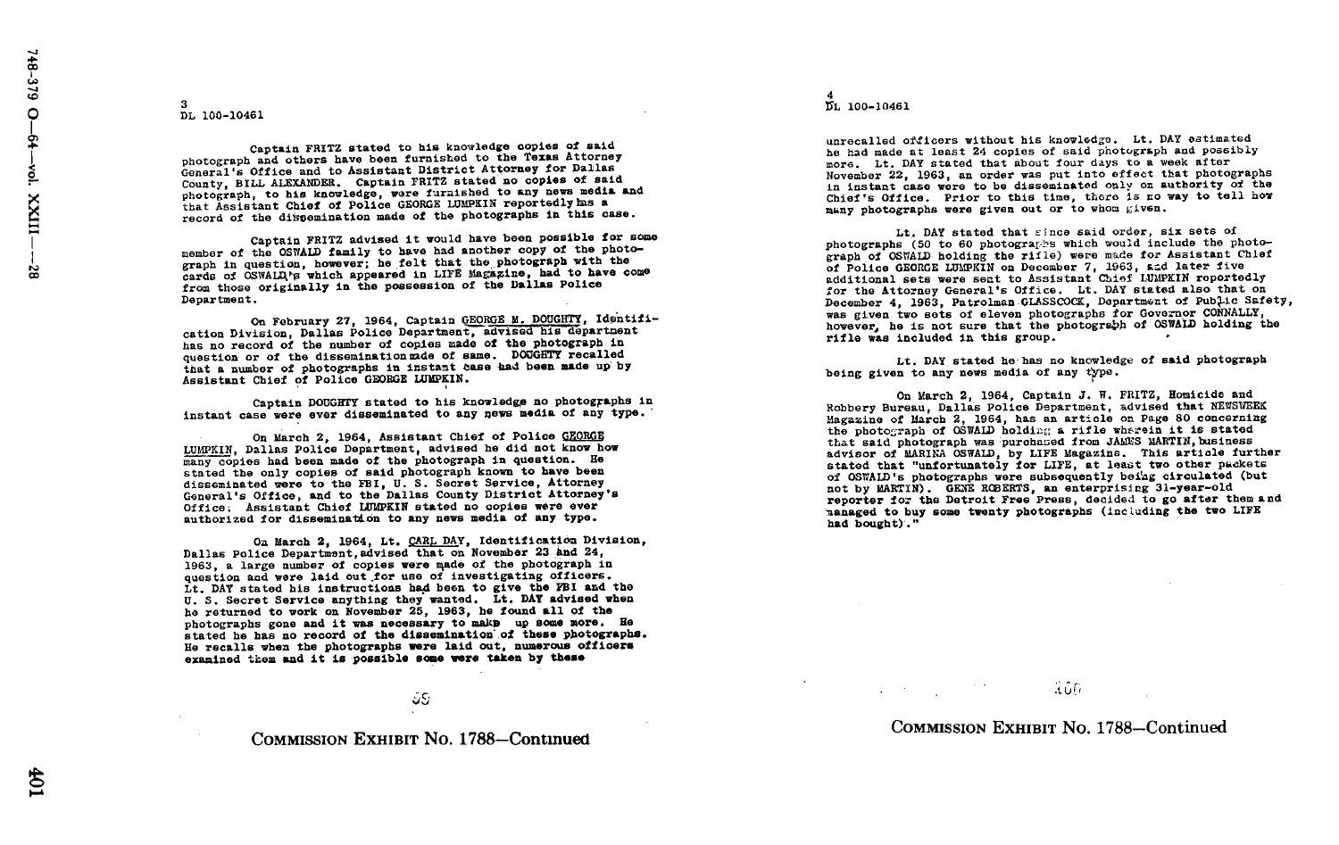3
DL 100-10461

Captain FRITZ stated to his knowledge copies of said photograph and others have been furnished to the Texas Attorney General's Office and to Assistant District Attorney for Dallas County, BILL ALEXANDER. Captain FRITZ stated no copies of said photograph, to his knowledge, were furnished to any news media and that Assistant Chief of Police GEORGE LUMPKIN reportedly has a record of the dissemination made of the photographs in this case.

Captain FRITZ advised it would have been possible for some member of the OSWALD family to have had another copy of the photograph in question, however; he felt that the photograph with the cards of OSWALD's which appeared in LIFE Magazine, had to have come from those originally in the possession of the Dallas Police Department.

On February 27, 1964, Captain GEORGE M. DOUGHTY, Identification Division, Dallas Police Department, advised his department has no record of the number of copies made of the photograph in question or of the dissemination made of same. DOUGHTY recalled that a number of photographs in instant case had been made up by Assistant Chief of Police GEORGE LUMPKIN.

Captain DOUGHTY stated to his knowledge no photographs in instant case were ever disseminated to any news media of any type.

On March 2, 1964, Assistant Chief of Police GEORGE LUMPKIN, Dallas Police Department, advised he did not know how many copies had been made of the photograph in question. He stated the only copies of said photograph known to have been disseminated were to the FBI, U. S. Secret Service, Attorney General's Office, and to the Dallas County District Attorney's Office. Assistant Chief LUMPKIN stated no copies were ever authorized for dissemination to any news media of any type.

On March 2, 1964, Lt. CARL DAY, Identification Division, Dallas Police Department, advised that on November 23 and 24, 1963, a large number of copies were made of the photograph in question and were laid out for use of investigating officers. Lt. DAY stated his instructions had been to give the FBI and the U. S. Secret Service anything they wanted. Lt. DAY advised when he returned to work on November 25, 1963, he found all of the photographs gone and it was necessary to make up some more. He stated he has no record of the dissemination of these photographs. He recalls when the photographs were laid out, numerous officers examined them and it is possible some were taken by these

COMMISSION EXHIBIT No. 1788—Continued

4
DL 100-10461

unrecalled officers without his knowledge. Lt. DAY estimated he had made at least 24 copies of said photograph and possibly more. Lt. DAY stated that about four days to a week after November 22, 1963, an order was put into effect that photographs in instant case were to be disseminated only on authority of the Chief's Office. Prior to this time, there is no way to tell how many photographs were given out or to whom given.

Lt. DAY stated that since said order, six sets of photographs (50 to 60 photographs which would include the photograph of OSWALD holding the rifle) were made for Assistant Chief of Police GEORGE LUMPKIN on December 7, 1963, and later five additional sets were sent to Assistant Chief LUMPKIN reportedly for the Attorney General's Office. Lt. DAY stated also that on December 4, 1963, Patrolman GLASSCOCK, Department of Public Safety, was given two sets of eleven photographs for Governor CONNALLY, however, he is not sure that the photograph of OSWALD holding the rifle was included in this group.

Lt. DAY stated he has no knowledge of said photograph being given to any news media of any type.

On March 2, 1964, Captain J. W. FRITZ, Homicide and Robbery Bureau, Dallas Police Department, advised that NEWSWEEK Magazine of March 2, 1964, has an article on Page 80 concerning the photograph of OSWALD holding a rifle wherein it is stated that said photograph was purchased from JAMES MARTIN, business advisor of MARINA OSWALD, by LIFE Magazine. This article further stated that "unfortunately for LIFE, at least two other packets of OSWALD's photographs were subsequently being circulated (but not by MARTIN). GENE ROBERTS, an enterprising 31-year-old reporter for the Detroit Free Press, decided to go after them and managed to buy some twenty photographs (including the two LIFE had bought)."

COMMISSION EXHIBIT No. 1788—Continued